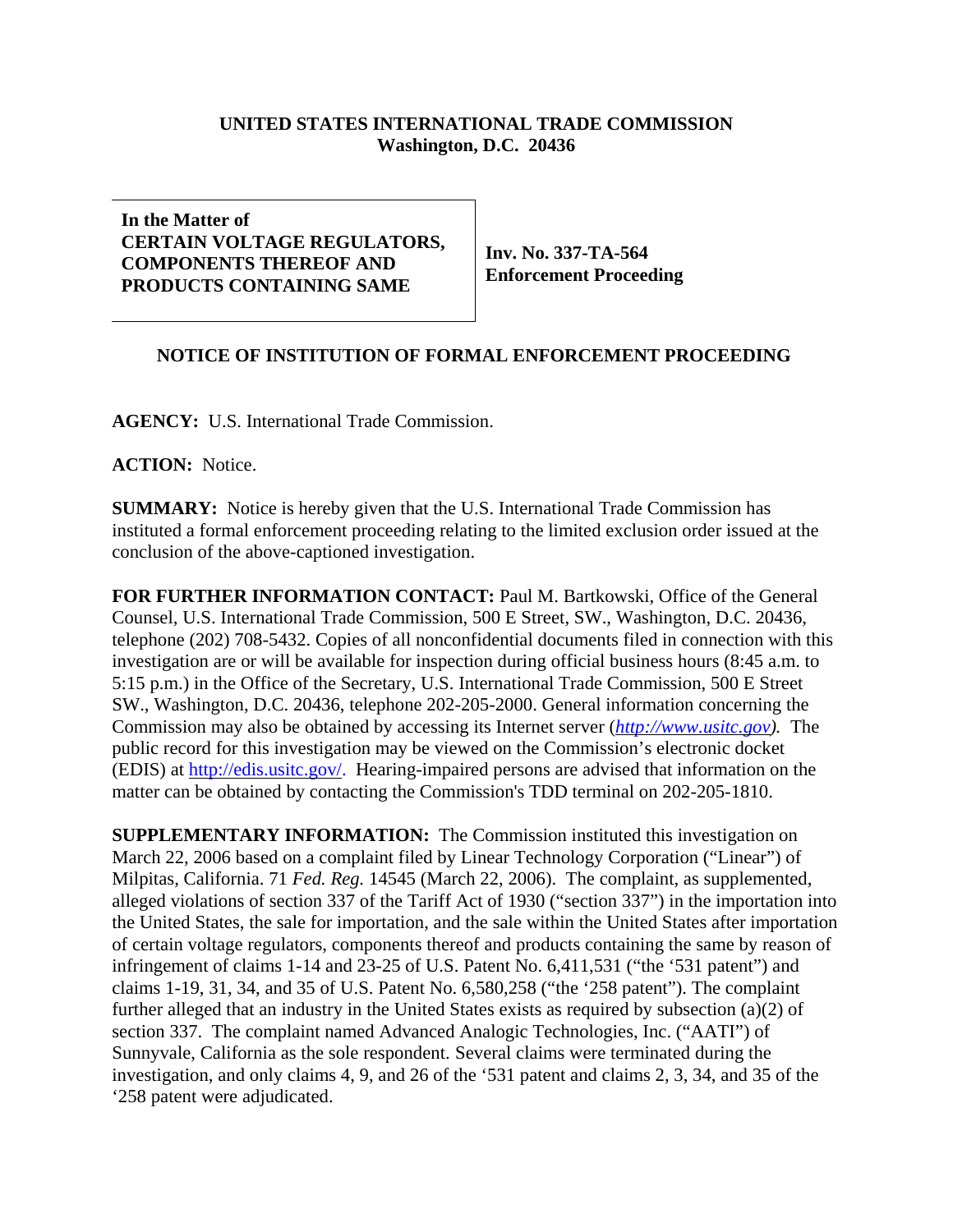**UNITED STATES INTERNATIONAL TRADE COMMISSION**
**Washington, D.C. 20436**

| **In the Matter of CERTAIN VOLTAGE REGULATORS, COMPONENTS THEREOF AND PRODUCTS CONTAINING SAME** | **Inv. No. 337-TA-564 Enforcement Proceeding** |
|---|---|

**NOTICE OF INSTITUTION OF FORMAL ENFORCEMENT PROCEEDING**

**AGENCY:** U.S. International Trade Commission.

**ACTION:** Notice.

**SUMMARY:** Notice is hereby given that the U.S. International Trade Commission has instituted a formal enforcement proceeding relating to the limited exclusion order issued at the conclusion of the above-captioned investigation.

**FOR FURTHER INFORMATION CONTACT:** Paul M. Bartkowski, Office of the General Counsel, U.S. International Trade Commission, 500 E Street, SW., Washington, D.C. 20436, telephone (202) 708-5432. Copies of all nonconfidential documents filed in connection with this investigation are or will be available for inspection during official business hours (8:45 a.m. to 5:15 p.m.) in the Office of the Secretary, U.S. International Trade Commission, 500 E Street SW., Washington, D.C. 20436, telephone 202-205-2000. General information concerning the Commission may also be obtained by accessing its Internet server (*http://www.usitc.gov*). The public record for this investigation may be viewed on the Commission's electronic docket (EDIS) at http://edis.usitc.gov/. Hearing-impaired persons are advised that information on the matter can be obtained by contacting the Commission's TDD terminal on 202-205-1810.

**SUPPLEMENTARY INFORMATION:** The Commission instituted this investigation on March 22, 2006 based on a complaint filed by Linear Technology Corporation ("Linear") of Milpitas, California. 71 *Fed. Reg.* 14545 (March 22, 2006). The complaint, as supplemented, alleged violations of section 337 of the Tariff Act of 1930 ("section 337") in the importation into the United States, the sale for importation, and the sale within the United States after importation of certain voltage regulators, components thereof and products containing the same by reason of infringement of claims 1-14 and 23-25 of U.S. Patent No. 6,411,531 ("the '531 patent") and claims 1-19, 31, 34, and 35 of U.S. Patent No. 6,580,258 ("the '258 patent"). The complaint further alleged that an industry in the United States exists as required by subsection (a)(2) of section 337. The complaint named Advanced Analogic Technologies, Inc. ("AATI") of Sunnyvale, California as the sole respondent. Several claims were terminated during the investigation, and only claims 4, 9, and 26 of the '531 patent and claims 2, 3, 34, and 35 of the '258 patent were adjudicated.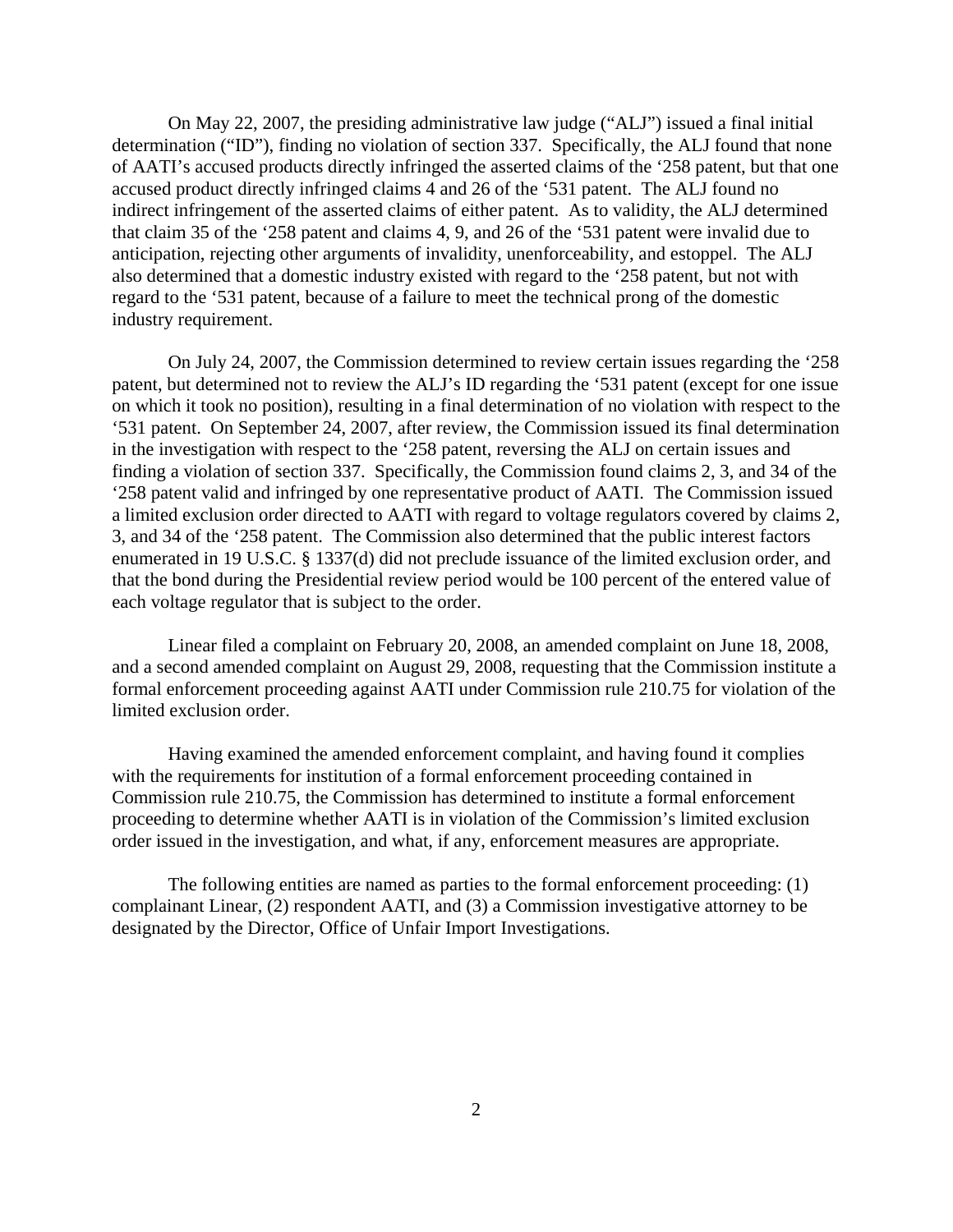On May 22, 2007, the presiding administrative law judge ("ALJ") issued a final initial determination ("ID"), finding no violation of section 337. Specifically, the ALJ found that none of AATI's accused products directly infringed the asserted claims of the '258 patent, but that one accused product directly infringed claims 4 and 26 of the '531 patent. The ALJ found no indirect infringement of the asserted claims of either patent. As to validity, the ALJ determined that claim 35 of the '258 patent and claims 4, 9, and 26 of the '531 patent were invalid due to anticipation, rejecting other arguments of invalidity, unenforceability, and estoppel. The ALJ also determined that a domestic industry existed with regard to the '258 patent, but not with regard to the '531 patent, because of a failure to meet the technical prong of the domestic industry requirement.

On July 24, 2007, the Commission determined to review certain issues regarding the '258 patent, but determined not to review the ALJ's ID regarding the '531 patent (except for one issue on which it took no position), resulting in a final determination of no violation with respect to the '531 patent. On September 24, 2007, after review, the Commission issued its final determination in the investigation with respect to the '258 patent, reversing the ALJ on certain issues and finding a violation of section 337. Specifically, the Commission found claims 2, 3, and 34 of the '258 patent valid and infringed by one representative product of AATI. The Commission issued a limited exclusion order directed to AATI with regard to voltage regulators covered by claims 2, 3, and 34 of the '258 patent. The Commission also determined that the public interest factors enumerated in 19 U.S.C. § 1337(d) did not preclude issuance of the limited exclusion order, and that the bond during the Presidential review period would be 100 percent of the entered value of each voltage regulator that is subject to the order.

Linear filed a complaint on February 20, 2008, an amended complaint on June 18, 2008, and a second amended complaint on August 29, 2008, requesting that the Commission institute a formal enforcement proceeding against AATI under Commission rule 210.75 for violation of the limited exclusion order.

Having examined the amended enforcement complaint, and having found it complies with the requirements for institution of a formal enforcement proceeding contained in Commission rule 210.75, the Commission has determined to institute a formal enforcement proceeding to determine whether AATI is in violation of the Commission's limited exclusion order issued in the investigation, and what, if any, enforcement measures are appropriate.

The following entities are named as parties to the formal enforcement proceeding: (1) complainant Linear, (2) respondent AATI, and (3) a Commission investigative attorney to be designated by the Director, Office of Unfair Import Investigations.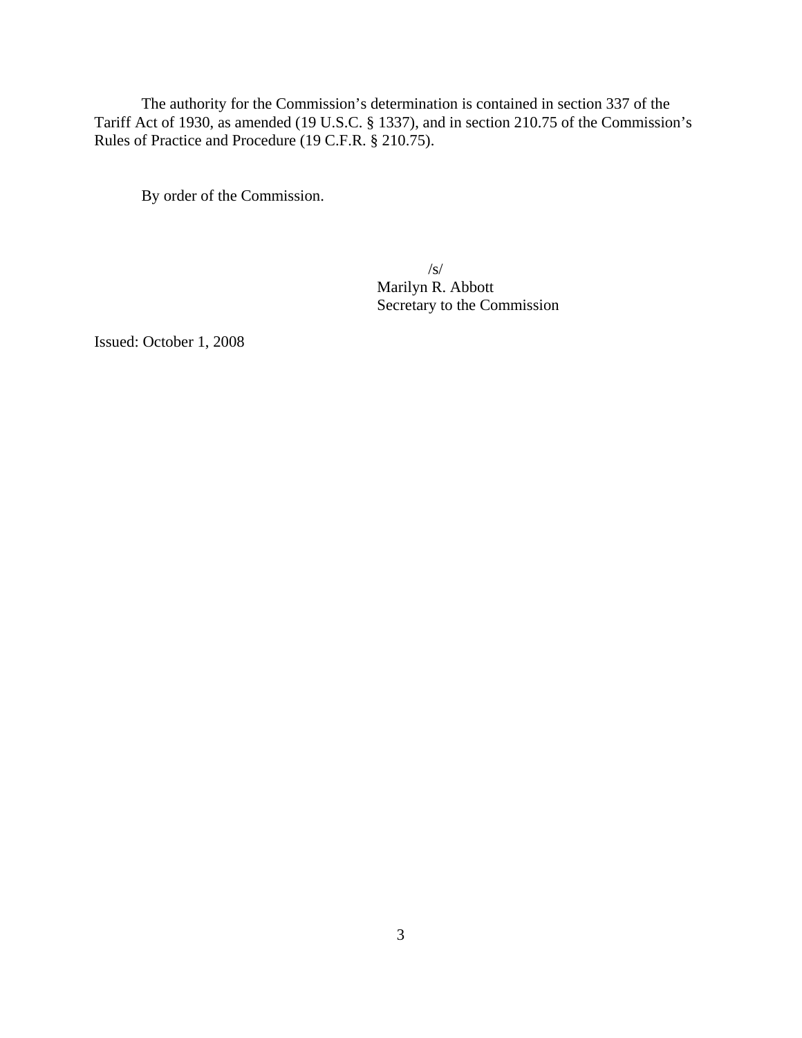The authority for the Commission's determination is contained in section 337 of the Tariff Act of 1930, as amended (19 U.S.C. § 1337), and in section 210.75 of the Commission's Rules of Practice and Procedure (19 C.F.R. § 210.75).

By order of the Commission.

/s/
Marilyn R. Abbott
Secretary to the Commission

Issued: October 1, 2008